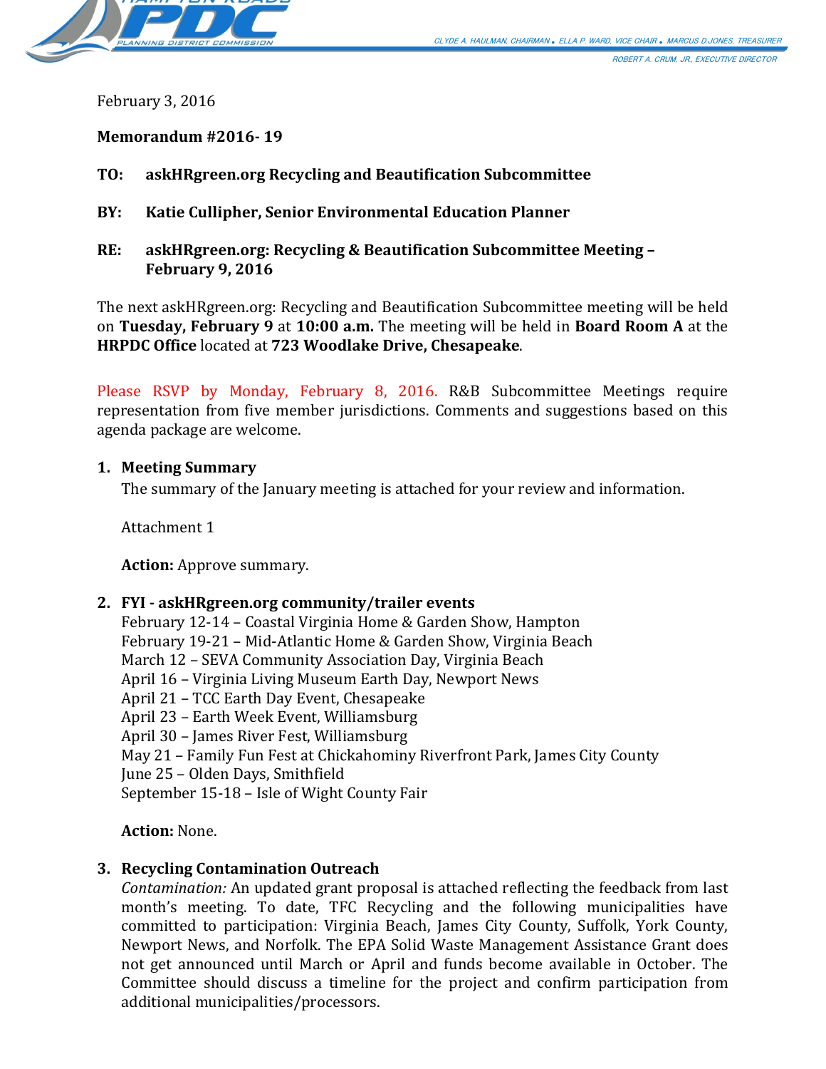February 3, 2016

**Memorandum #2016- 19**

**TO: askHRgreen.org Recycling and Beautification Subcommittee**

**BY: Katie Cullipher, Senior Environmental Education Planner**

**RE: askHRgreen.org: Recycling & Beautification Subcommittee Meeting – February 9, 2016**

The next askHRgreen.org: Recycling and Beautification Subcommittee meeting will be held on **Tuesday, February 9** at **10:00 a.m.** The meeting will be held in **Board Room A** at the **HRPDC Office** located at **723 Woodlake Drive, Chesapeake**.

Please RSVP by Monday, February 8, 2016. R&B Subcommittee Meetings require representation from five member jurisdictions. Comments and suggestions based on this agenda package are welcome.

1. **Meeting Summary**

   The summary of the January meeting is attached for your review and information.

   Attachment 1

   **Action:** Approve summary.

2. **FYI - askHRgreen.org community/trailer events**

   February 12-14 – Coastal Virginia Home & Garden Show, Hampton
   February 19-21 – Mid-Atlantic Home & Garden Show, Virginia Beach
   March 12 – SEVA Community Association Day, Virginia Beach
   April 16 – Virginia Living Museum Earth Day, Newport News
   April 21 – TCC Earth Day Event, Chesapeake
   April 23 – Earth Week Event, Williamsburg
   April 30 – James River Fest, Williamsburg
   May 21 – Family Fun Fest at Chickahominy Riverfront Park, James City County
   June 25 – Olden Days, Smithfield
   September 15-18 – Isle of Wight County Fair

   **Action:** None.

3. **Recycling Contamination Outreach**

   *Contamination:* An updated grant proposal is attached reflecting the feedback from last month's meeting. To date, TFC Recycling and the following municipalities have committed to participation: Virginia Beach, James City County, Suffolk, York County, Newport News, and Norfolk. The EPA Solid Waste Management Assistance Grant does not get announced until March or April and funds become available in October. The Committee should discuss a timeline for the project and confirm participation from additional municipalities/processors.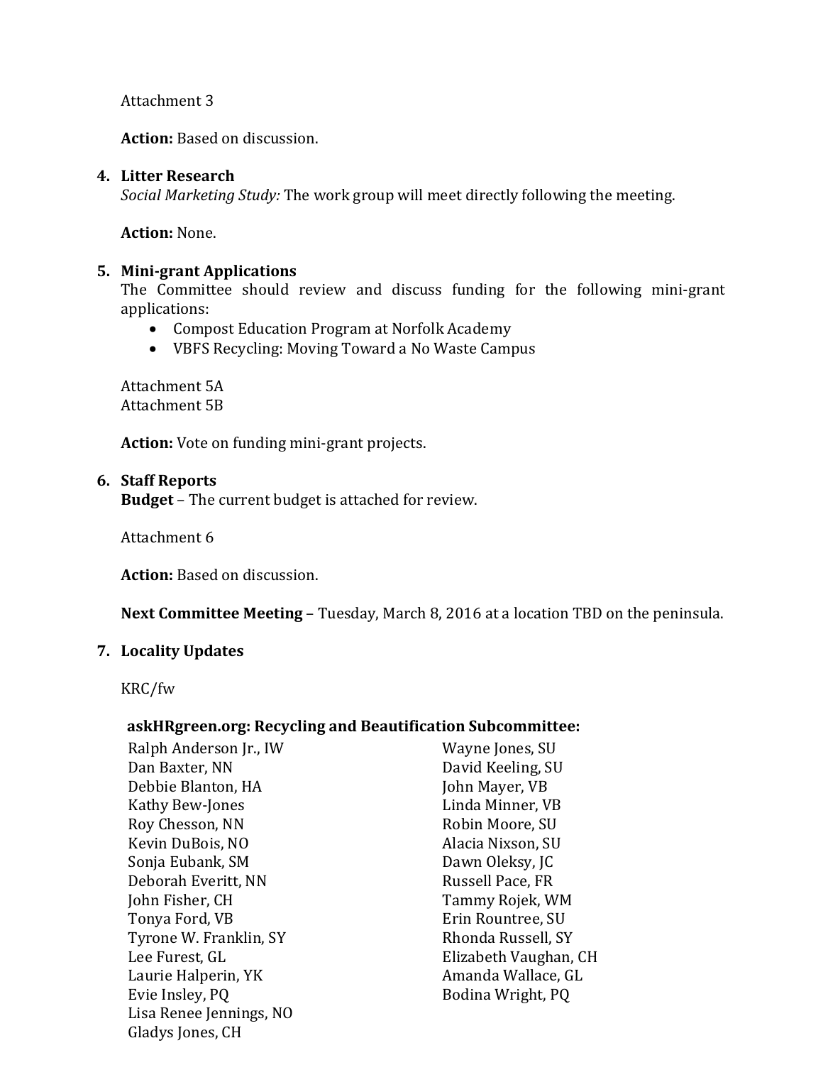Attachment 3

**Action:** Based on discussion.

4. **Litter Research**
   *Social Marketing Study:* The work group will meet directly following the meeting.

   **Action:** None.

5. **Mini-grant Applications**
   The Committee should review and discuss funding for the following mini-grant applications:
   - Compost Education Program at Norfolk Academy
   - VBFS Recycling: Moving Toward a No Waste Campus

   Attachment 5A
   Attachment 5B

   **Action:** Vote on funding mini-grant projects.

6. **Staff Reports**
   **Budget** – The current budget is attached for review.

   Attachment 6

   **Action:** Based on discussion.

   **Next Committee Meeting** – Tuesday, March 8, 2016 at a location TBD on the peninsula.

7. **Locality Updates**

KRC/fw

**askHRgreen.org: Recycling and Beautification Subcommittee:**

Ralph Anderson Jr., IW
Dan Baxter, NN
Debbie Blanton, HA
Kathy Bew-Jones
Roy Chesson, NN
Kevin DuBois, NO
Sonja Eubank, SM
Deborah Everitt, NN
John Fisher, CH
Tonya Ford, VB
Tyrone W. Franklin, SY
Lee Furest, GL
Laurie Halperin, YK
Evie Insley, PQ
Lisa Renee Jennings, NO
Gladys Jones, CH
Wayne Jones, SU
David Keeling, SU
John Mayer, VB
Linda Minner, VB
Robin Moore, SU
Alacia Nixson, SU
Dawn Oleksy, JC
Russell Pace, FR
Tammy Rojek, WM
Erin Rountree, SU
Rhonda Russell, SY
Elizabeth Vaughan, CH
Amanda Wallace, GL
Bodina Wright, PQ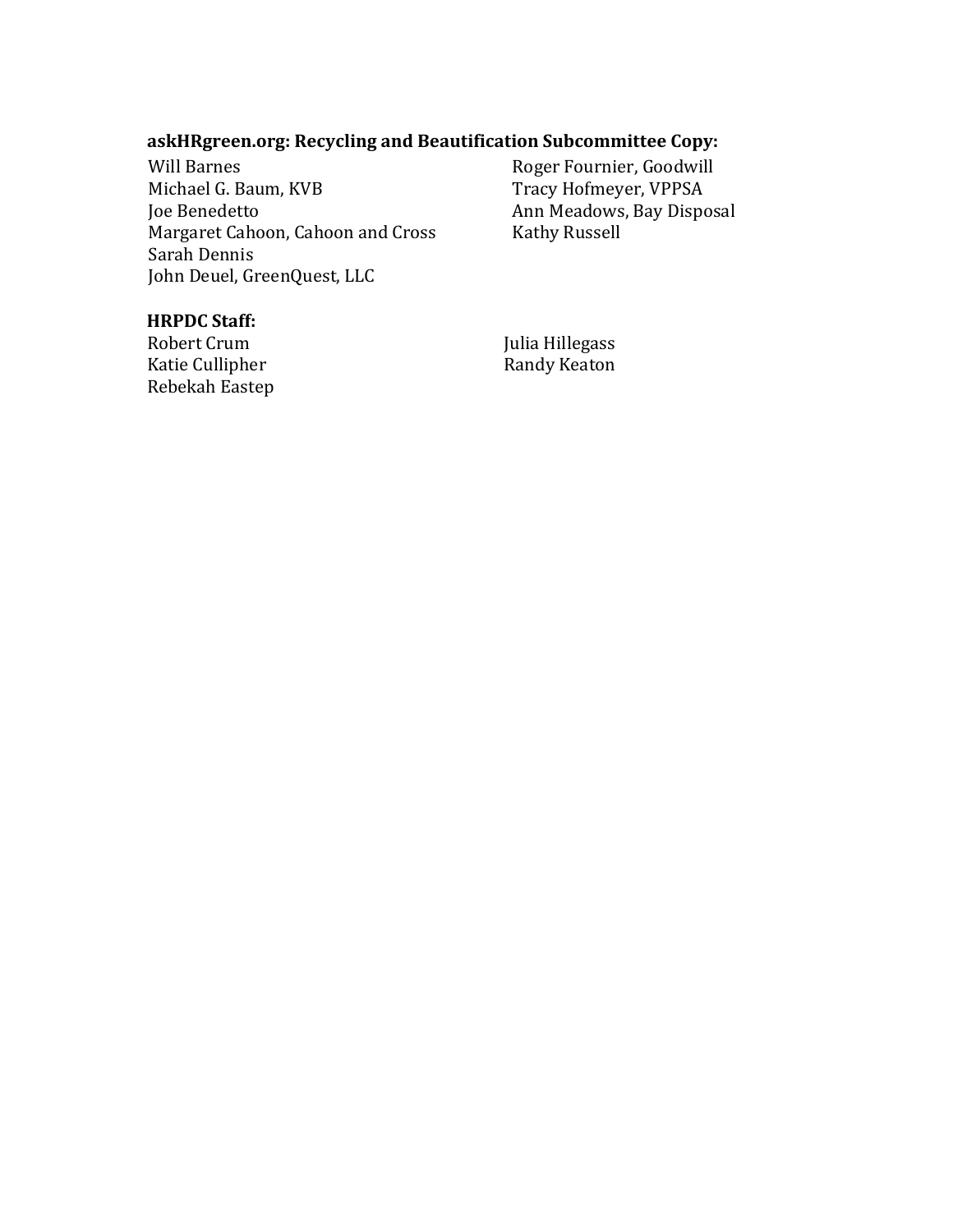**askHRgreen.org: Recycling and Beautification Subcommittee Copy:**

Will Barnes
Michael G. Baum, KVB
Joe Benedetto
Margaret Cahoon, Cahoon and Cross
Sarah Dennis
John Deuel, GreenQuest, LLC
Roger Fournier, Goodwill
Tracy Hofmeyer, VPPSA
Ann Meadows, Bay Disposal
Kathy Russell

**HRPDC Staff:**

Robert Crum
Katie Cullipher
Rebekah Eastep
Julia Hillegass
Randy Keaton